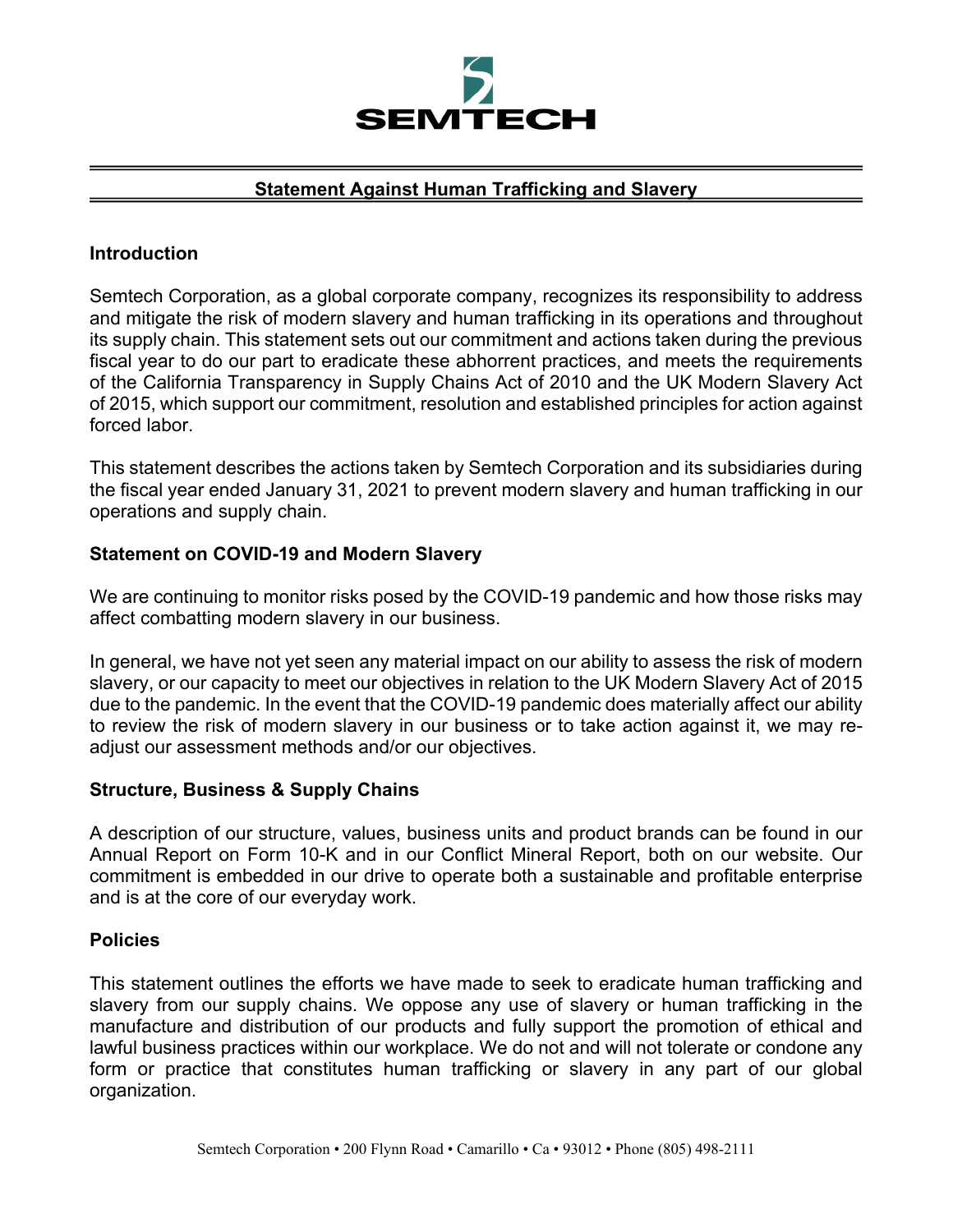SEMTECH

# Statement Against Human Trafficking and Slavery

## Introduction

Semtech Corporation, as a global corporate company, recognizes its responsibility to address and mitigate the risk of modern slavery and human trafficking in its operations and throughout its supply chain. This statement sets out our commitment and actions taken during the previous fiscal year to do our part to eradicate these abhorrent practices, and meets the requirements of the California Transparency in Supply Chains Act of 2010 and the UK Modern Slavery Act of 2015, which support our commitment, resolution and established principles for action against forced labor.

This statement describes the actions taken by Semtech Corporation and its subsidiaries during the fiscal year ended January 31, 2021 to prevent modern slavery and human trafficking in our operations and supply chain.

## Statement on COVID-19 and Modern Slavery

We are continuing to monitor risks posed by the COVID-19 pandemic and how those risks may affect combatting modern slavery in our business.

In general, we have not yet seen any material impact on our ability to assess the risk of modern slavery, or our capacity to meet our objectives in relation to the UK Modern Slavery Act of 2015 due to the pandemic. In the event that the COVID-19 pandemic does materially affect our ability to review the risk of modern slavery in our business or to take action against it, we may re-adjust our assessment methods and/or our objectives.

## Structure, Business & Supply Chains

A description of our structure, values, business units and product brands can be found in our Annual Report on Form 10-K and in our Conflict Mineral Report, both on our website. Our commitment is embedded in our drive to operate both a sustainable and profitable enterprise and is at the core of our everyday work.

## Policies

This statement outlines the efforts we have made to seek to eradicate human trafficking and slavery from our supply chains. We oppose any use of slavery or human trafficking in the manufacture and distribution of our products and fully support the promotion of ethical and lawful business practices within our workplace. We do not and will not tolerate or condone any form or practice that constitutes human trafficking or slavery in any part of our global organization.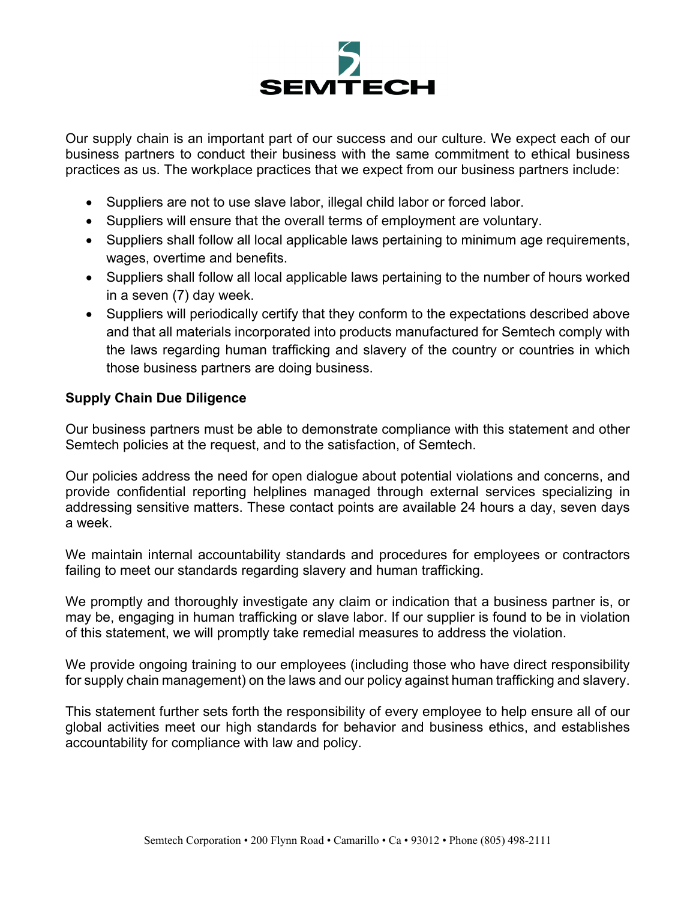Our supply chain is an important part of our success and our culture. We expect each of our business partners to conduct their business with the same commitment to ethical business practices as us. The workplace practices that we expect from our business partners include:

- Suppliers are not to use slave labor, illegal child labor or forced labor.
- Suppliers will ensure that the overall terms of employment are voluntary.
- Suppliers shall follow all local applicable laws pertaining to minimum age requirements, wages, overtime and benefits.
- Suppliers shall follow all local applicable laws pertaining to the number of hours worked in a seven (7) day week.
- Suppliers will periodically certify that they conform to the expectations described above and that all materials incorporated into products manufactured for Semtech comply with the laws regarding human trafficking and slavery of the country or countries in which those business partners are doing business.

**Supply Chain Due Diligence**

Our business partners must be able to demonstrate compliance with this statement and other Semtech policies at the request, and to the satisfaction, of Semtech.

Our policies address the need for open dialogue about potential violations and concerns, and provide confidential reporting helplines managed through external services specializing in addressing sensitive matters. These contact points are available 24 hours a day, seven days a week.

We maintain internal accountability standards and procedures for employees or contractors failing to meet our standards regarding slavery and human trafficking.

We promptly and thoroughly investigate any claim or indication that a business partner is, or may be, engaging in human trafficking or slave labor. If our supplier is found to be in violation of this statement, we will promptly take remedial measures to address the violation.

We provide ongoing training to our employees (including those who have direct responsibility for supply chain management) on the laws and our policy against human trafficking and slavery.

This statement further sets forth the responsibility of every employee to help ensure all of our global activities meet our high standards for behavior and business ethics, and establishes accountability for compliance with law and policy.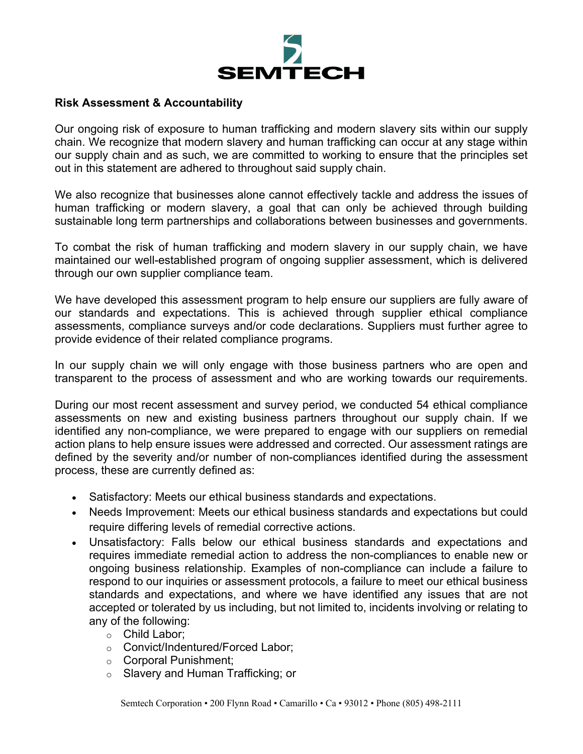## Risk Assessment & Accountability

Our ongoing risk of exposure to human trafficking and modern slavery sits within our supply chain. We recognize that modern slavery and human trafficking can occur at any stage within our supply chain and as such, we are committed to working to ensure that the principles set out in this statement are adhered to throughout said supply chain.

We also recognize that businesses alone cannot effectively tackle and address the issues of human trafficking or modern slavery, a goal that can only be achieved through building sustainable long term partnerships and collaborations between businesses and governments.

To combat the risk of human trafficking and modern slavery in our supply chain, we have maintained our well-established program of ongoing supplier assessment, which is delivered through our own supplier compliance team.

We have developed this assessment program to help ensure our suppliers are fully aware of our standards and expectations. This is achieved through supplier ethical compliance assessments, compliance surveys and/or code declarations. Suppliers must further agree to provide evidence of their related compliance programs.

In our supply chain we will only engage with those business partners who are open and transparent to the process of assessment and who are working towards our requirements.

During our most recent assessment and survey period, we conducted 54 ethical compliance assessments on new and existing business partners throughout our supply chain. If we identified any non-compliance, we were prepared to engage with our suppliers on remedial action plans to help ensure issues were addressed and corrected. Our assessment ratings are defined by the severity and/or number of non-compliances identified during the assessment process, these are currently defined as:

- Satisfactory: Meets our ethical business standards and expectations.
- Needs Improvement: Meets our ethical business standards and expectations but could require differing levels of remedial corrective actions.
- Unsatisfactory: Falls below our ethical business standards and expectations and requires immediate remedial action to address the non-compliances to enable new or ongoing business relationship. Examples of non-compliance can include a failure to respond to our inquiries or assessment protocols, a failure to meet our ethical business standards and expectations, and where we have identified any issues that are not accepted or tolerated by us including, but not limited to, incidents involving or relating to any of the following:
    - Child Labor;
    - Convict/Indentured/Forced Labor;
    - Corporal Punishment;
    - Slavery and Human Trafficking; or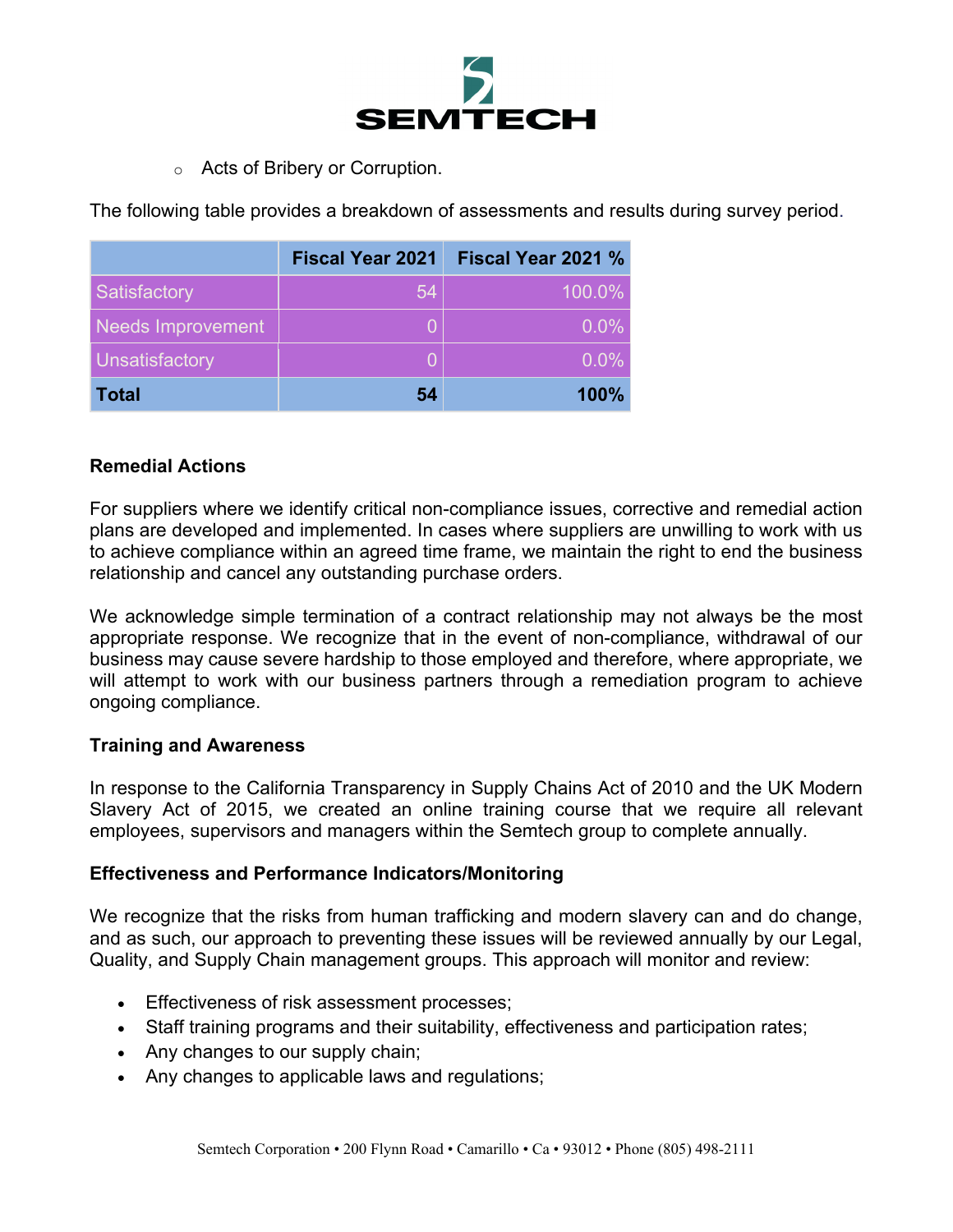- Acts of Bribery or Corruption.

The following table provides a breakdown of assessments and results during survey period.

| | Fiscal Year 2021 | Fiscal Year 2021 % |
|---|---:|---:|
| Satisfactory | 54 | 100.0% |
| Needs Improvement | 0 | 0.0% |
| Unsatisfactory | 0 | 0.0% |
| **Total** | **54** | **100%** |

**Remedial Actions**

For suppliers where we identify critical non-compliance issues, corrective and remedial action plans are developed and implemented. In cases where suppliers are unwilling to work with us to achieve compliance within an agreed time frame, we maintain the right to end the business relationship and cancel any outstanding purchase orders.

We acknowledge simple termination of a contract relationship may not always be the most appropriate response. We recognize that in the event of non-compliance, withdrawal of our business may cause severe hardship to those employed and therefore, where appropriate, we will attempt to work with our business partners through a remediation program to achieve ongoing compliance.

**Training and Awareness**

In response to the California Transparency in Supply Chains Act of 2010 and the UK Modern Slavery Act of 2015, we created an online training course that we require all relevant employees, supervisors and managers within the Semtech group to complete annually.

**Effectiveness and Performance Indicators/Monitoring**

We recognize that the risks from human trafficking and modern slavery can and do change, and as such, our approach to preventing these issues will be reviewed annually by our Legal, Quality, and Supply Chain management groups. This approach will monitor and review:

- Effectiveness of risk assessment processes;
- Staff training programs and their suitability, effectiveness and participation rates;
- Any changes to our supply chain;
- Any changes to applicable laws and regulations;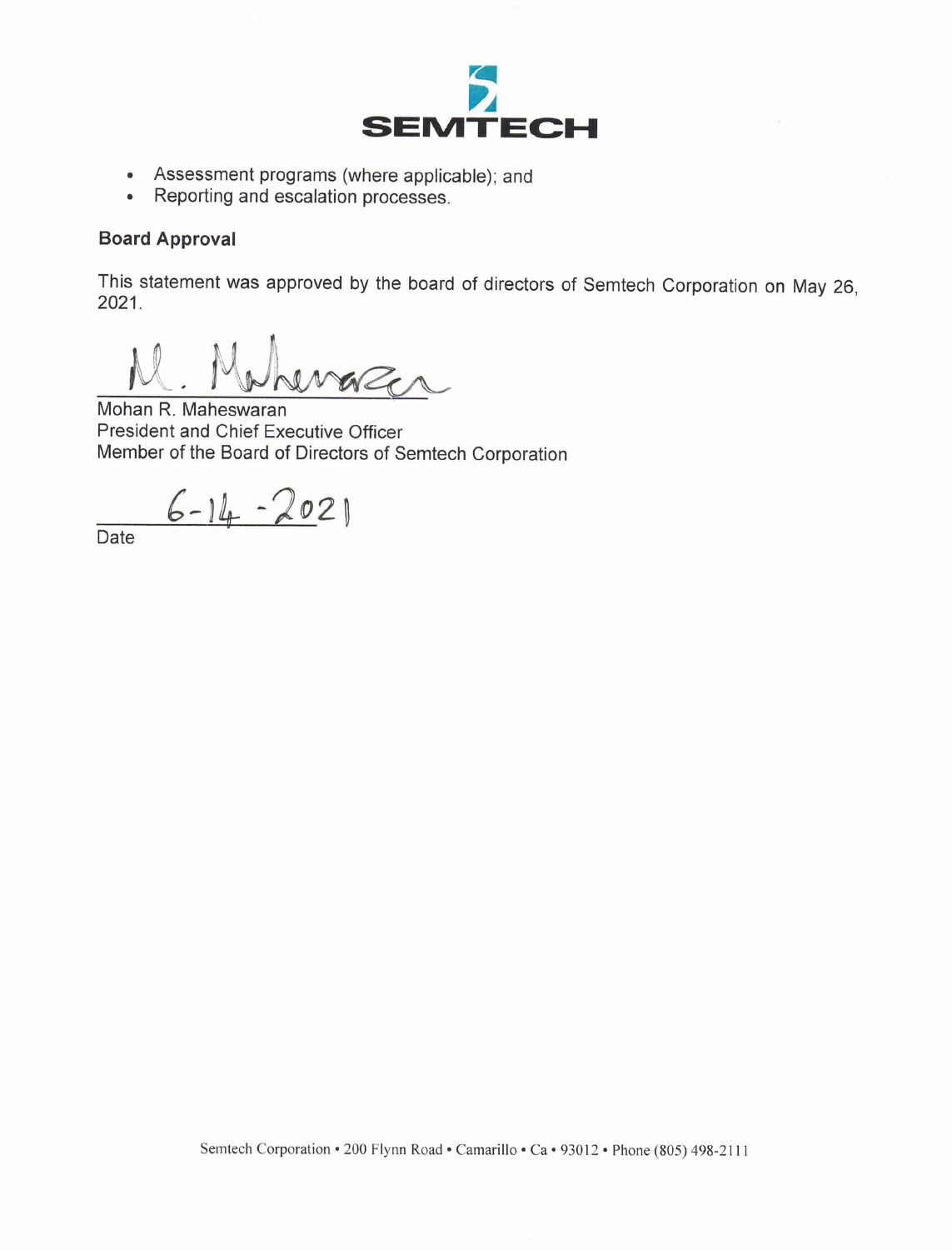- Assessment programs (where applicable); and
- Reporting and escalation processes.

**Board Approval**

This statement was approved by the board of directors of Semtech Corporation on May 26, 2021.

Mohan R. Maheswaran
President and Chief Executive Officer
Member of the Board of Directors of Semtech Corporation

6-14-2021
Date

Semtech Corporation • 200 Flynn Road • Camarillo • Ca • 93012 • Phone (805) 498-2111